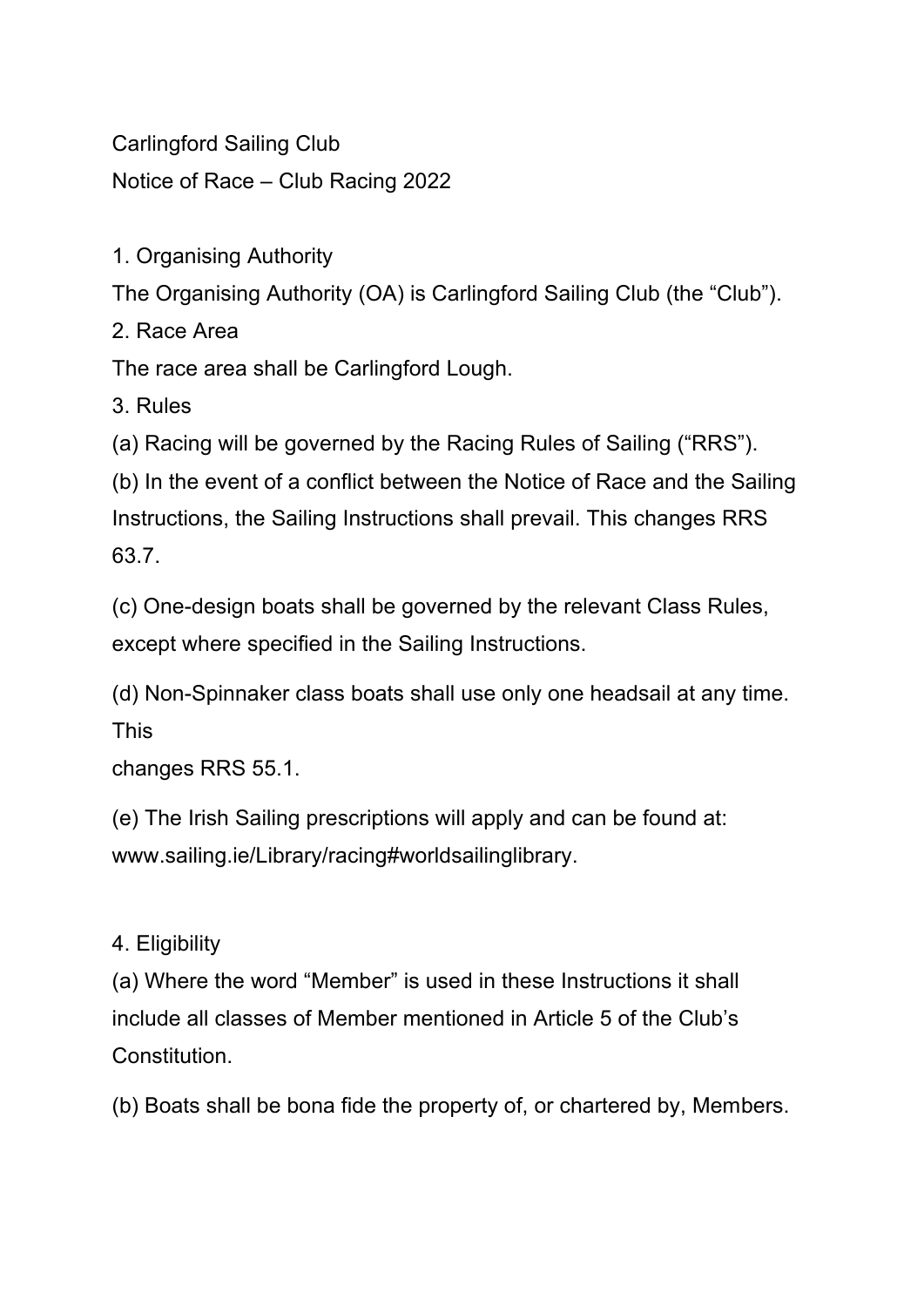Carlingford Sailing Club

Notice of Race – Club Racing 2022

1. Organising Authority

The Organising Authority (OA) is Carlingford Sailing Club (the "Club").

2. Race Area

The race area shall be Carlingford Lough.

3. Rules

(a) Racing will be governed by the Racing Rules of Sailing ("RRS").

(b) In the event of a conflict between the Notice of Race and the Sailing Instructions, the Sailing Instructions shall prevail. This changes RRS 63.7.

(c) One-design boats shall be governed by the relevant Class Rules, except where specified in the Sailing Instructions.

(d) Non-Spinnaker class boats shall use only one headsail at any time. This changes RRS 55.1.

(e) The Irish Sailing prescriptions will apply and can be found at: www.sailing.ie/Library/racing#worldsailinglibrary.

4. Eligibility

(a) Where the word "Member" is used in these Instructions it shall include all classes of Member mentioned in Article 5 of the Club's Constitution.

(b) Boats shall be bona fide the property of, or chartered by, Members.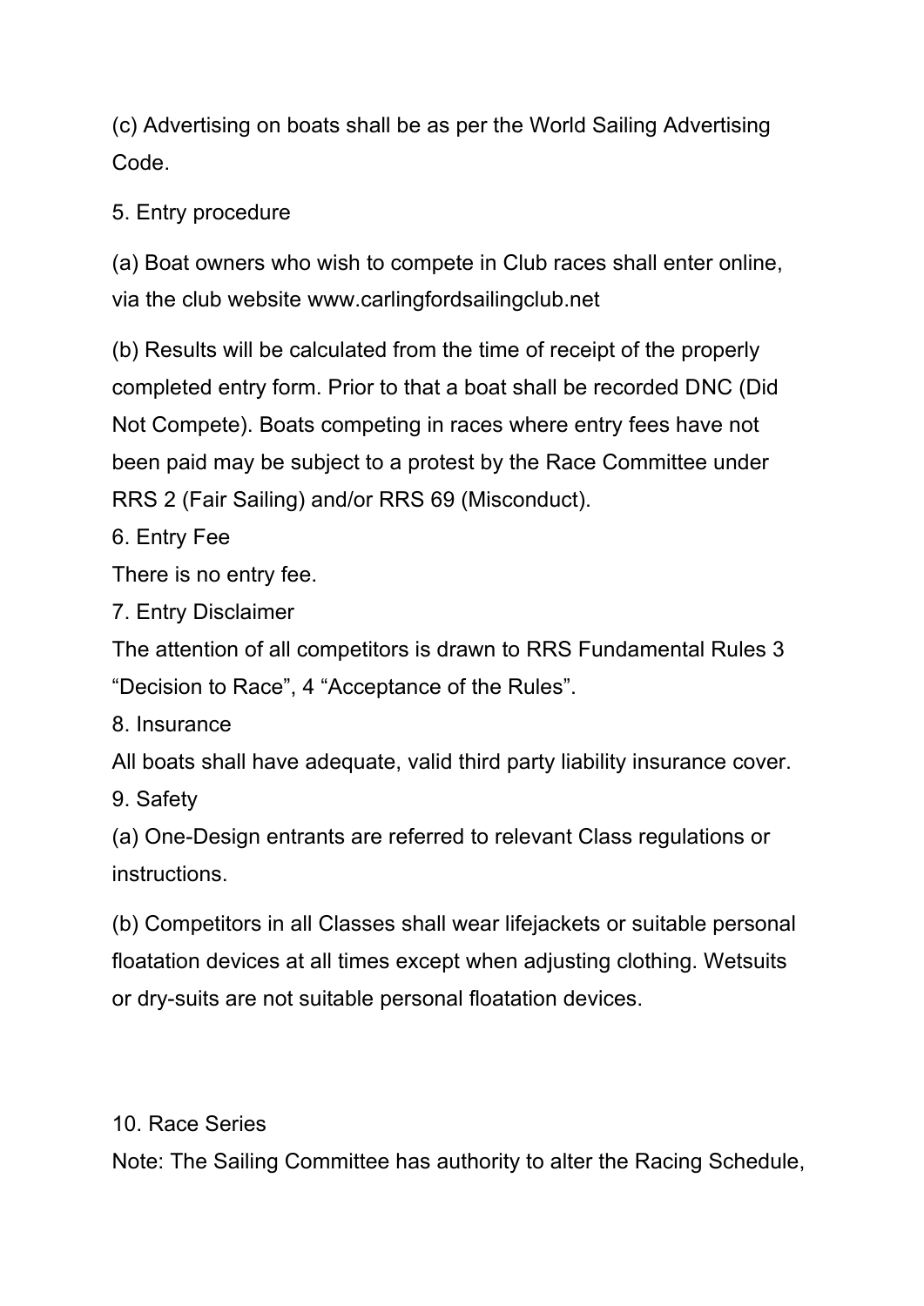(c) Advertising on boats shall be as per the World Sailing Advertising Code.

## 5. Entry procedure

(a) Boat owners who wish to compete in Club races shall enter online, via the club website www.carlingfordsailingclub.net

(b) Results will be calculated from the time of receipt of the properly completed entry form. Prior to that a boat shall be recorded DNC (Did Not Compete). Boats competing in races where entry fees have not been paid may be subject to a protest by the Race Committee under RRS 2 (Fair Sailing) and/or RRS 69 (Misconduct).

## 6. Entry Fee

There is no entry fee.

## 7. Entry Disclaimer

The attention of all competitors is drawn to RRS Fundamental Rules 3 “Decision to Race”, 4 “Acceptance of the Rules”.

## 8. Insurance

All boats shall have adequate, valid third party liability insurance cover.

## 9. Safety

(a) One-Design entrants are referred to relevant Class regulations or instructions.

(b) Competitors in all Classes shall wear lifejackets or suitable personal floatation devices at all times except when adjusting clothing. Wetsuits or dry-suits are not suitable personal floatation devices.

## 10. Race Series

Note: The Sailing Committee has authority to alter the Racing Schedule,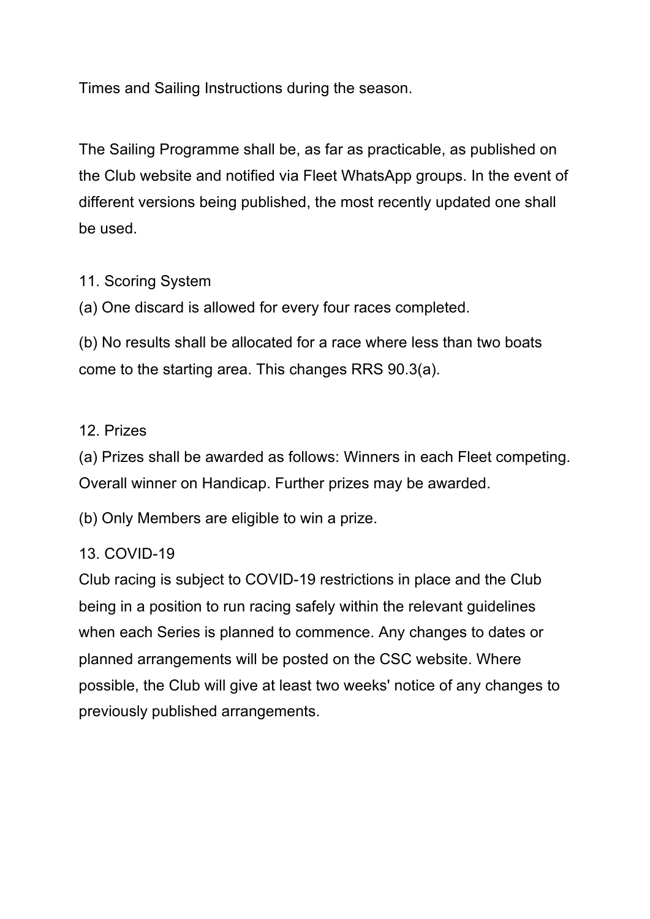Times and Sailing Instructions during the season.

The Sailing Programme shall be, as far as practicable, as published on the Club website and notified via Fleet WhatsApp groups. In the event of different versions being published, the most recently updated one shall be used.

## 11. Scoring System

(a) One discard is allowed for every four races completed.

(b) No results shall be allocated for a race where less than two boats come to the starting area. This changes RRS 90.3(a).

## 12. Prizes

(a) Prizes shall be awarded as follows: Winners in each Fleet competing. Overall winner on Handicap. Further prizes may be awarded.

(b) Only Members are eligible to win a prize.

## 13. COVID-19

Club racing is subject to COVID-19 restrictions in place and the Club being in a position to run racing safely within the relevant guidelines when each Series is planned to commence. Any changes to dates or planned arrangements will be posted on the CSC website. Where possible, the Club will give at least two weeks' notice of any changes to previously published arrangements.